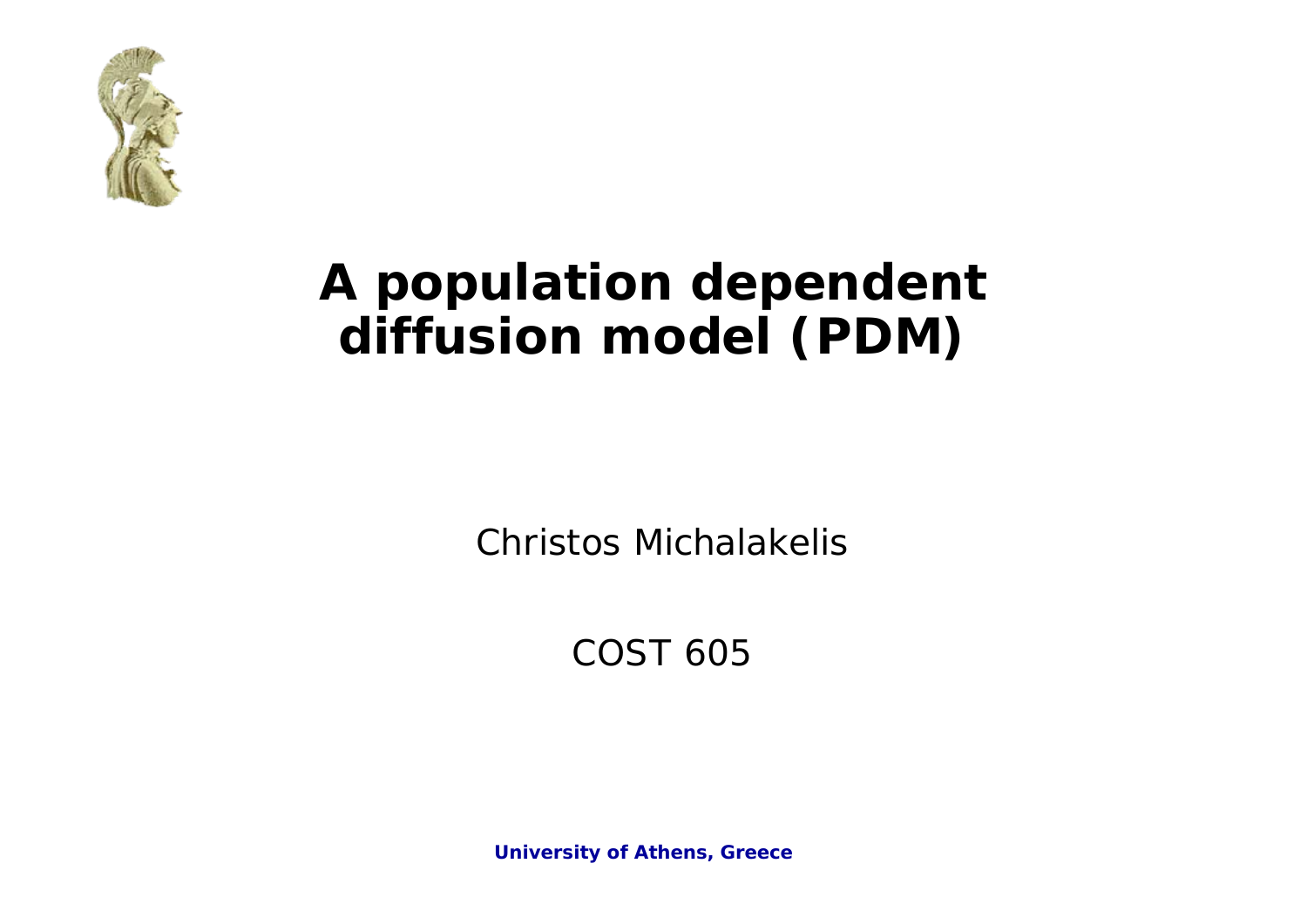# A population dependent diffusion model (PDM)

Christos Michalakelis

COST 605

**University of Athens, Greece**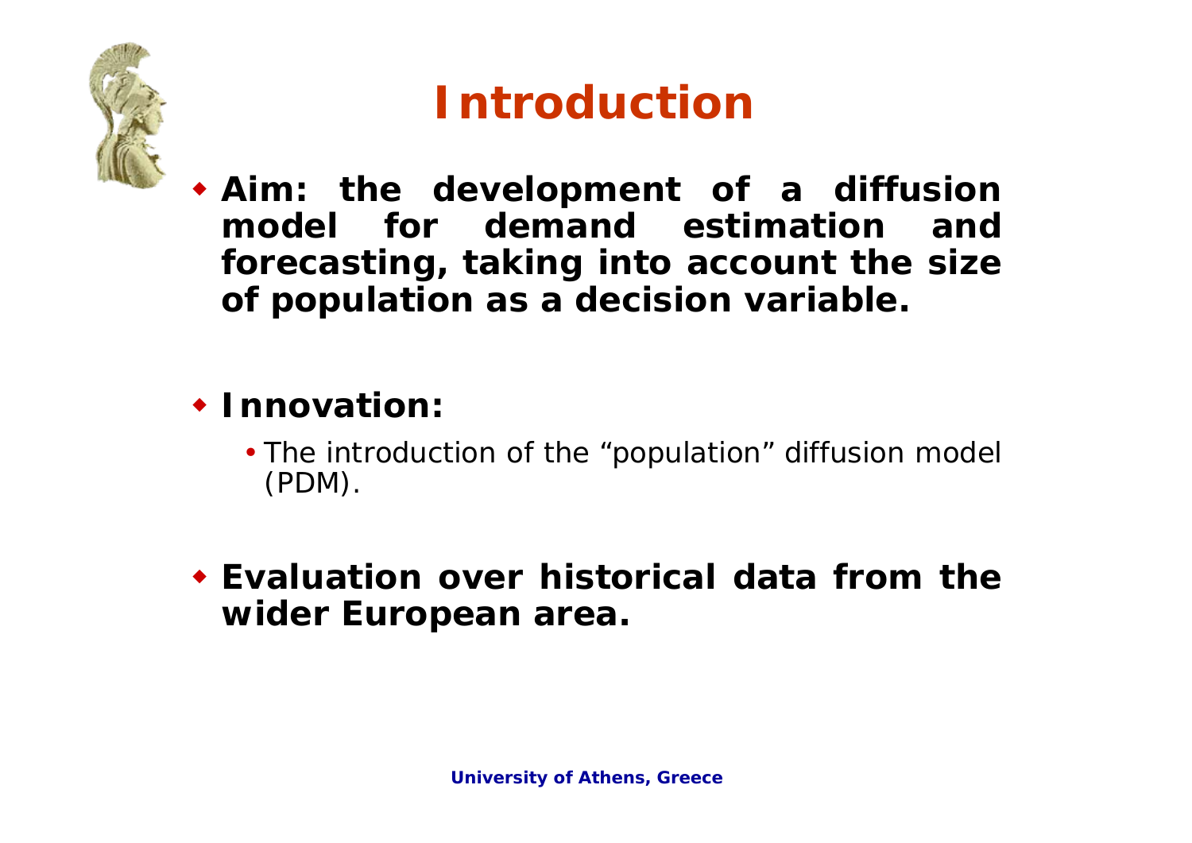# Introduction

- **Aim: the development of a diffusion model for demand estimation and forecasting, taking into account the size of population as a decision variable.**

- **Innovation:**
  - The introduction of the "population" diffusion model (PDM).

- **Evaluation over historical data from the wider European area.**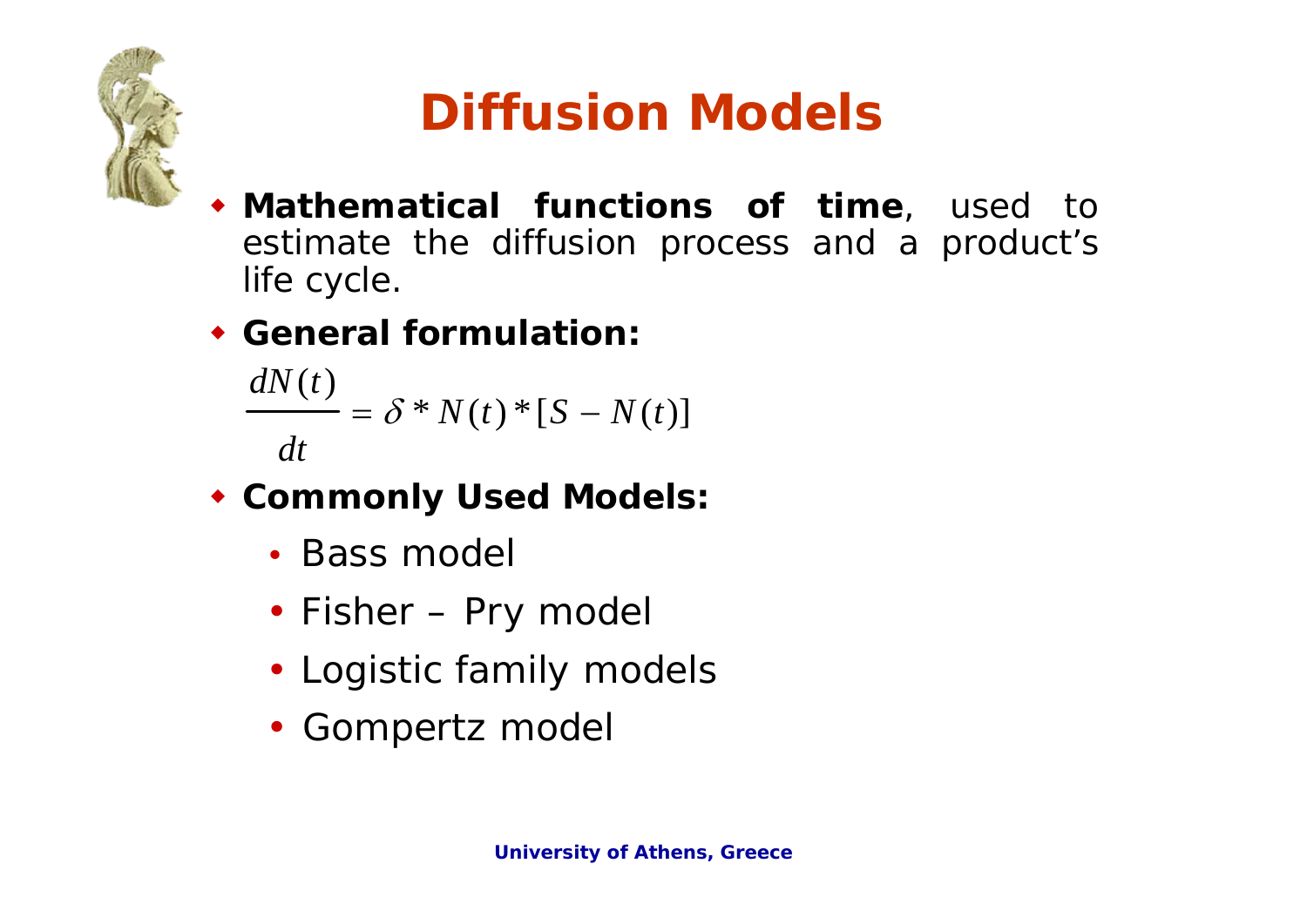# Diffusion Models

- **Mathematical functions of time**, used to estimate the diffusion process and a product's life cycle.
- **General formulation:**

$$\frac{dN(t)}{dt} = \delta * N(t) * [S - N(t)]$$

- **Commonly Used Models:**
  - Bass model
  - Fisher – Pry model
  - Logistic family models
  - Gompertz model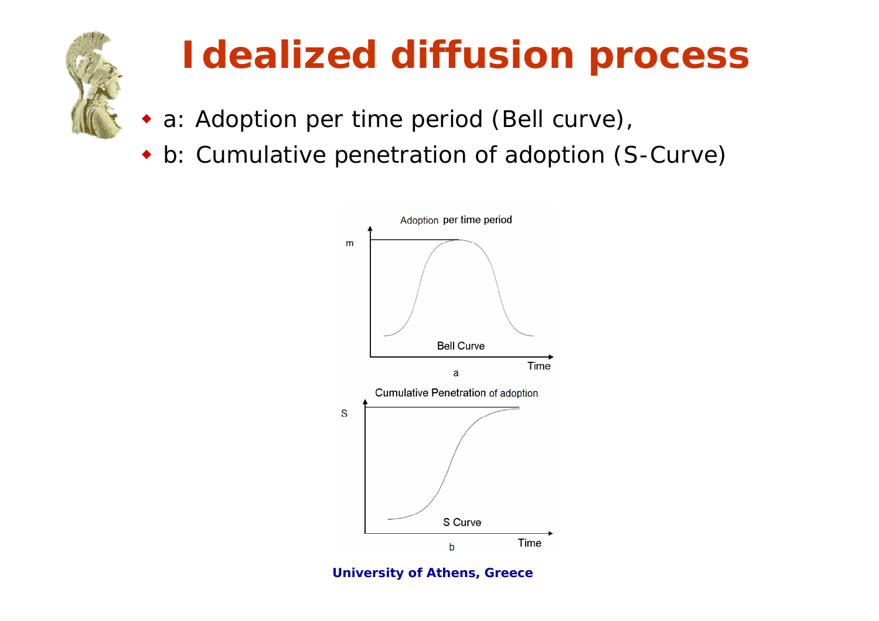# Idealized diffusion process

- a: Adoption per time period (Bell curve),
- b: Cumulative penetration of adoption (S-Curve)

Adoption per time period

m

Bell Curve

Time

a

Cumulative Penetration of adoption

S

S Curve

Time

b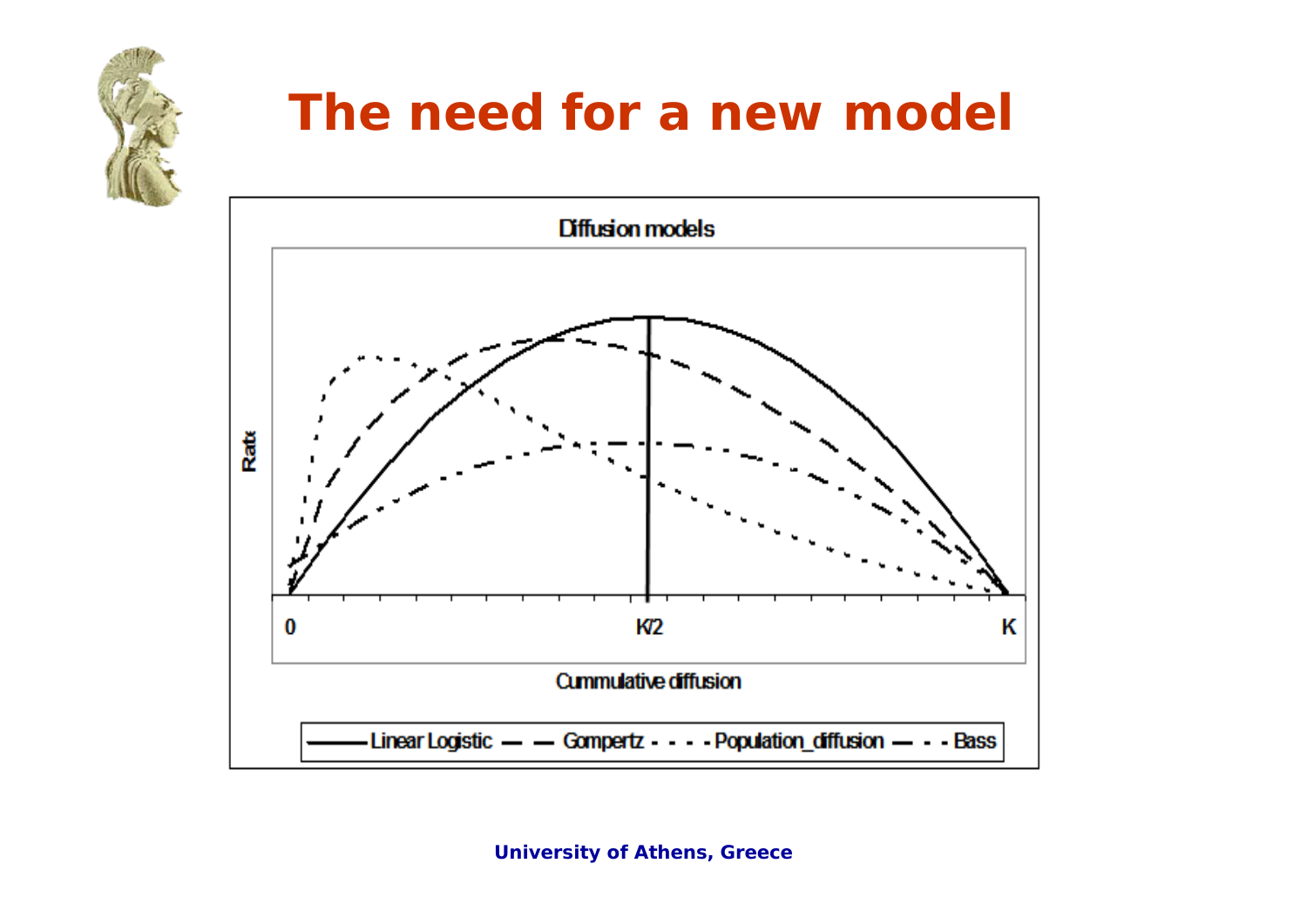# The need for a new model

Diffusion models

Rate

0 K/2 K

Cummulative diffusion

Linear Logistic — Gompertz - - - Population_diffusion — - - Bass

University of Athens, Greece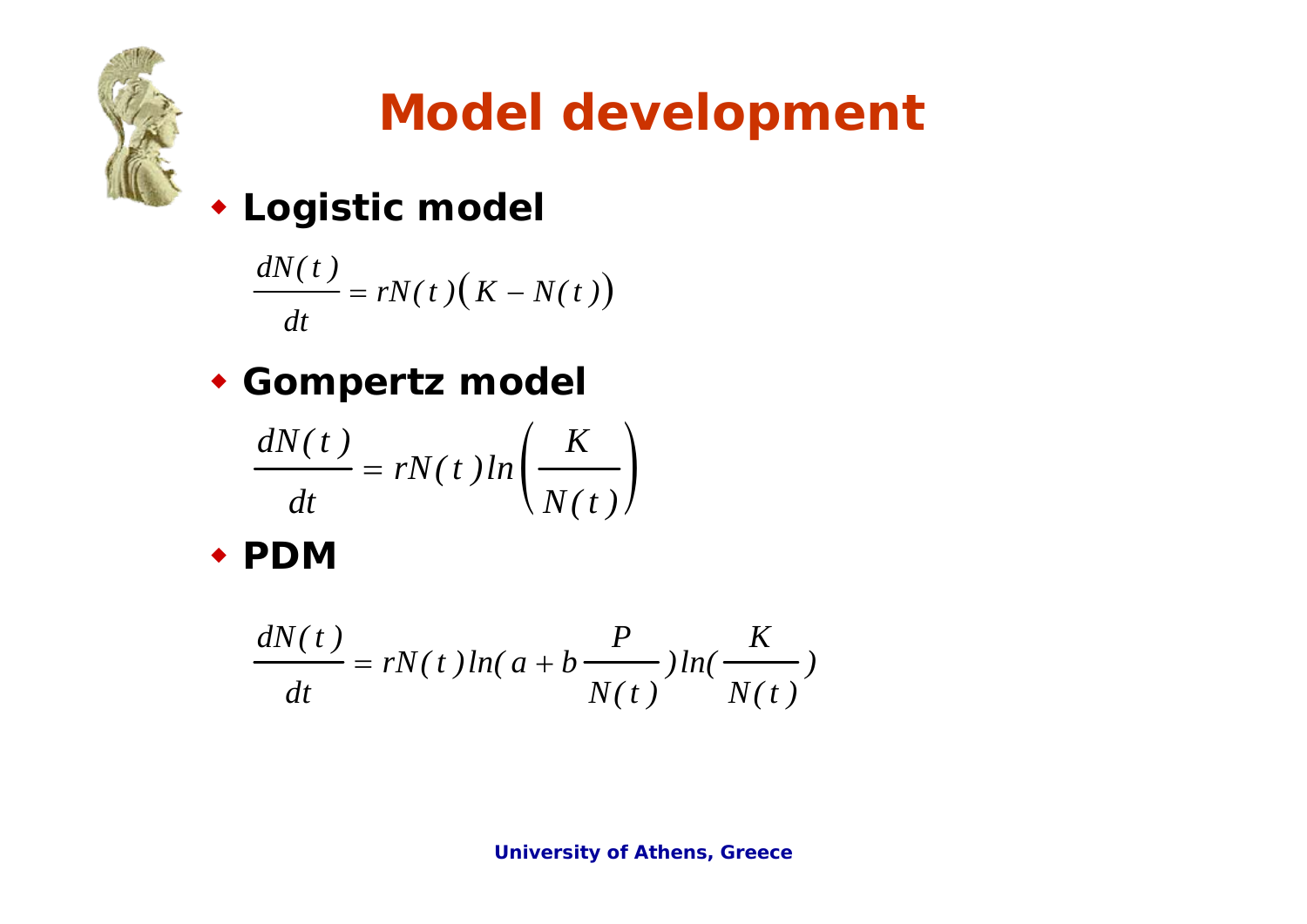# Model development

- **Logistic model**

$$\frac{dN(t)}{dt} = rN(t)\left(K - N(t)\right)$$

- **Gompertz model**

$$\frac{dN(t)}{dt} = rN(t)\ln\left(\frac{K}{N(t)}\right)$$

- **PDM**

$$\frac{dN(t)}{dt} = rN(t)\ln\left(a + b\frac{P}{N(t)}\right)\ln\left(\frac{K}{N(t)}\right)$$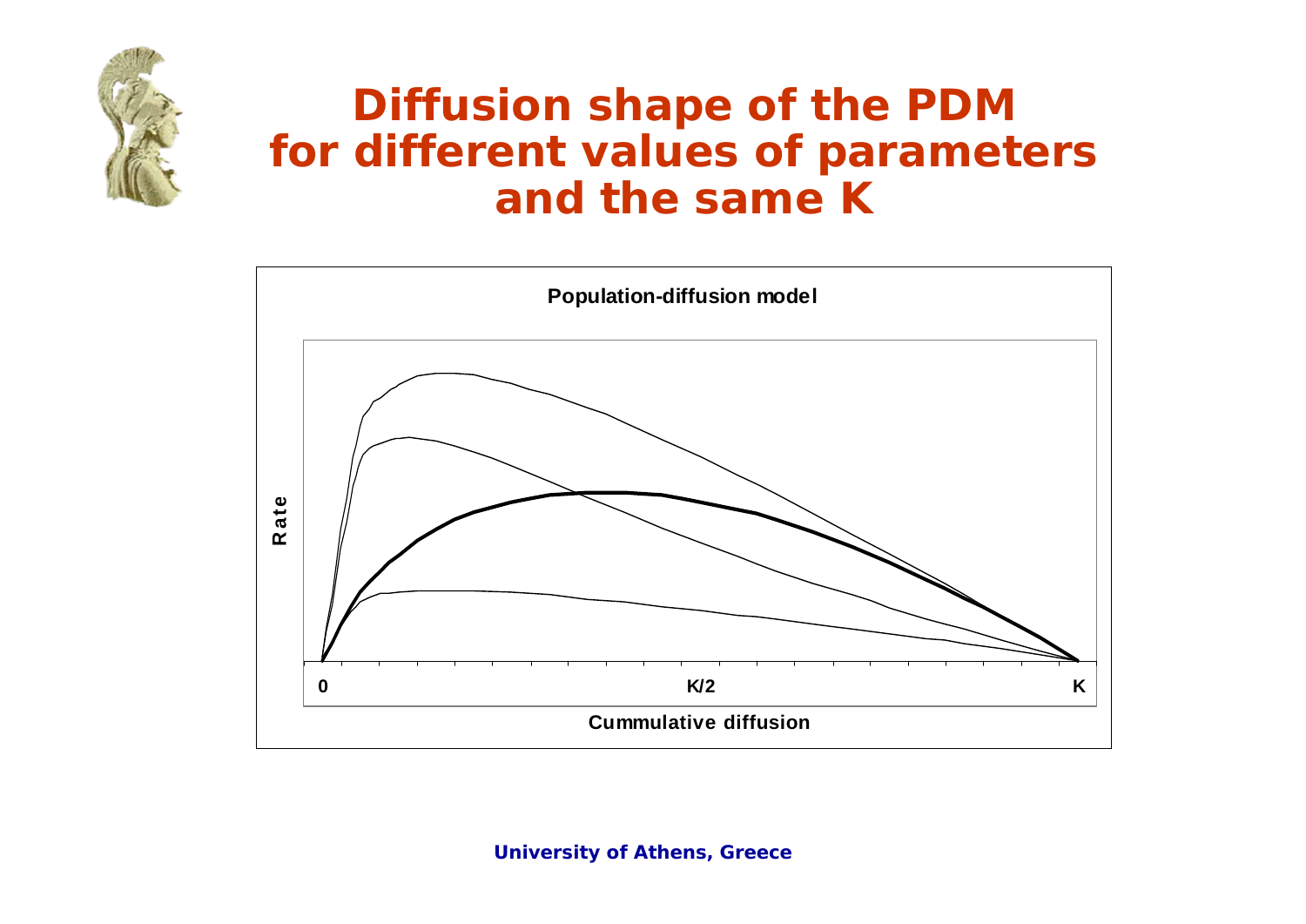# Diffusion shape of the PDM for different values of parameters and the same K

Population-diffusion model

Rate

0

K/2

K

Cummulative diffusion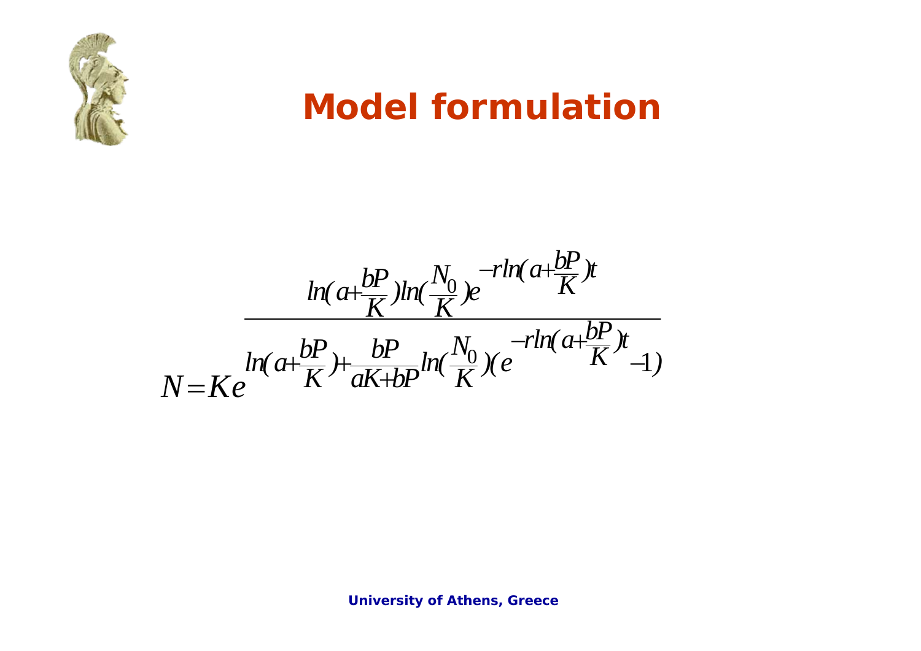# Model formulation

$$N = Ke^{\frac{\ln\left(a+\frac{bP}{K}\right)\ln\left(\frac{N_0}{K}\right)e^{-r\ln\left(a+\frac{bP}{K}\right)t}}{\ln\left(a+\frac{bP}{K}\right)+\frac{bP}{aK+bP}\ln\left(\frac{N_0}{K}\right)\left(e^{-r\ln\left(a+\frac{bP}{K}\right)t}-1\right)}}$$

University of Athens, Greece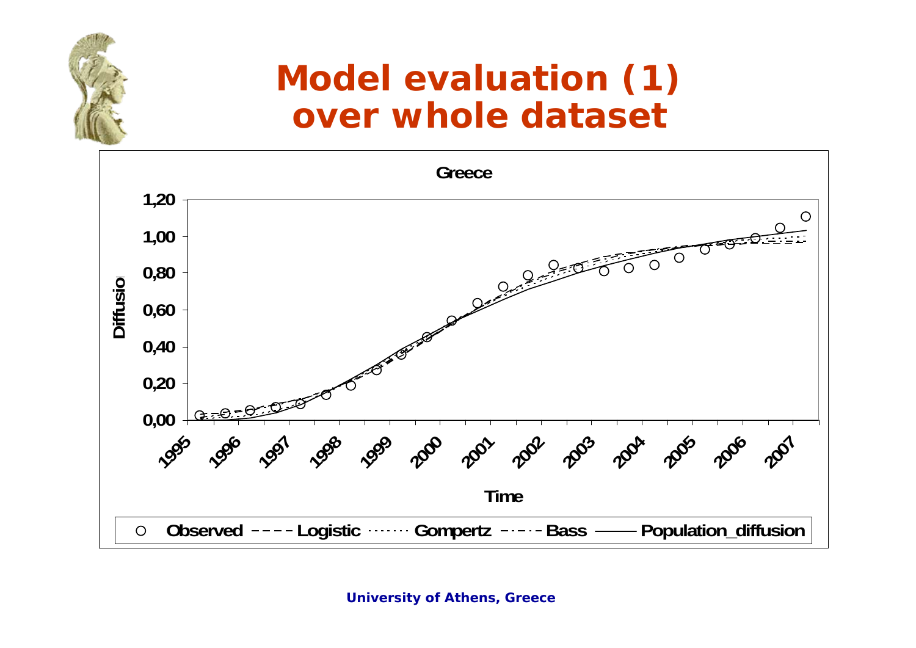# Model evaluation (1) over whole dataset

Greece

Diffusion

1,20
1,00
0,80
0,60
0,40
0,20
0,00

1995 1996 1997 1998 1999 2000 2001 2002 2003 2004 2005 2006 2007

Time

○ Observed ---- Logistic ······· Gompertz -·-·- Bass —— Population_diffusion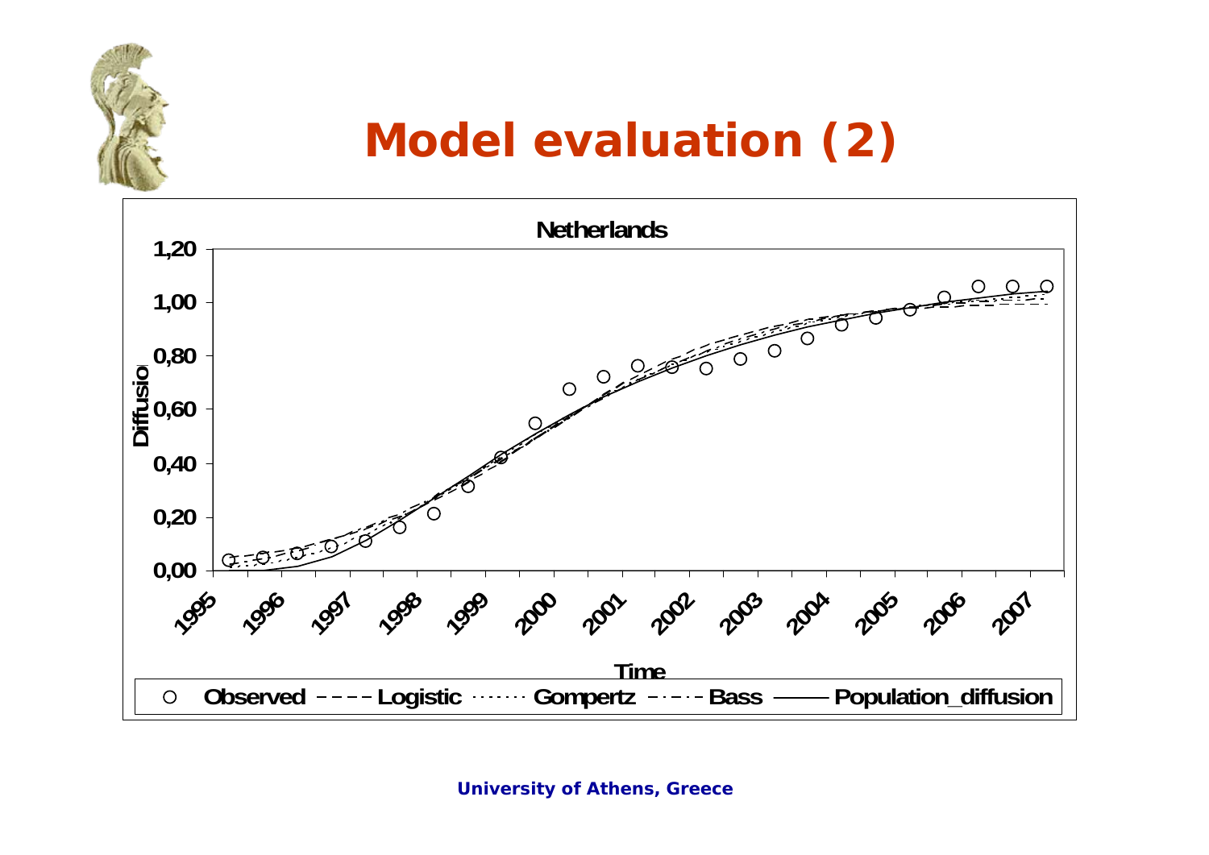# Model evaluation (2)

Netherlands

Diffusio

1,20
1,00
0,80
0,60
0,40
0,20
0,00

1995 1996 1997 1998 1999 2000 2001 2002 2003 2004 2005 2006 2007

Time

○ Observed – – – Logistic ······ Gompertz –·–·– Bass ——— Population_diffusion

University of Athens, Greece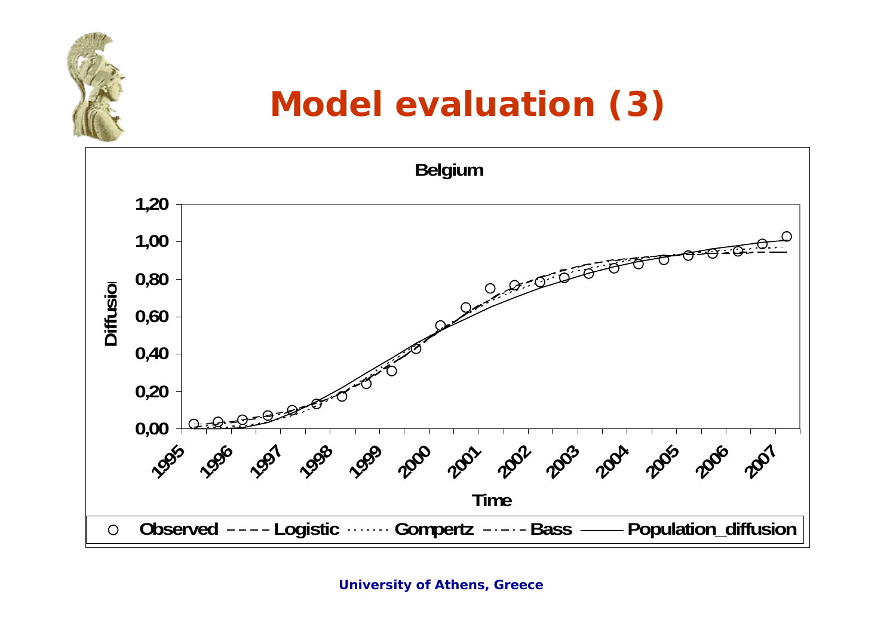# Model evaluation (3)

**Belgium**

Diffusion (y-axis): 0,00 – 1,20

Time (x-axis): 1995 – 2007

Legend: ○ Observed - - - - Logistic ······· Gompertz -·-·- Bass —— Population_diffusion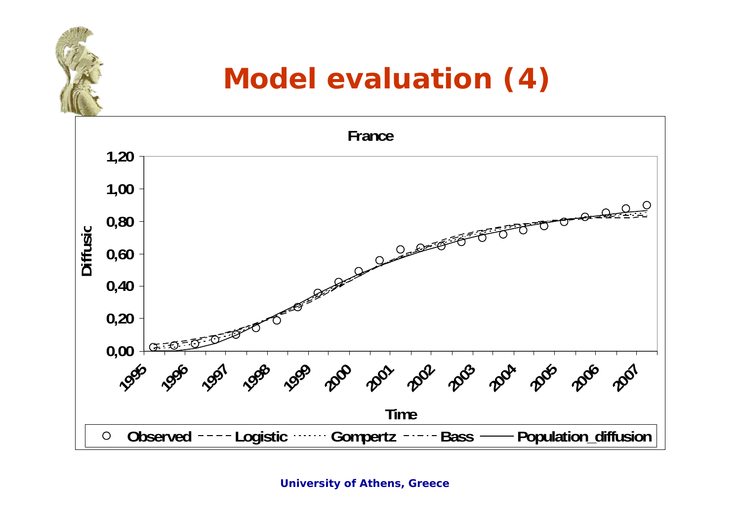# Model evaluation (4)

**France**

Diffusic

1,20
1,00
0,80
0,60
0,40
0,20
0,00

1995 1996 1997 1998 1999 2000 2001 2002 2003 2004 2005 2006 2007

Time

○ Observed - - - - Logistic ········ Gompertz - · - · Bass —— Population_diffusion

University of Athens, Greece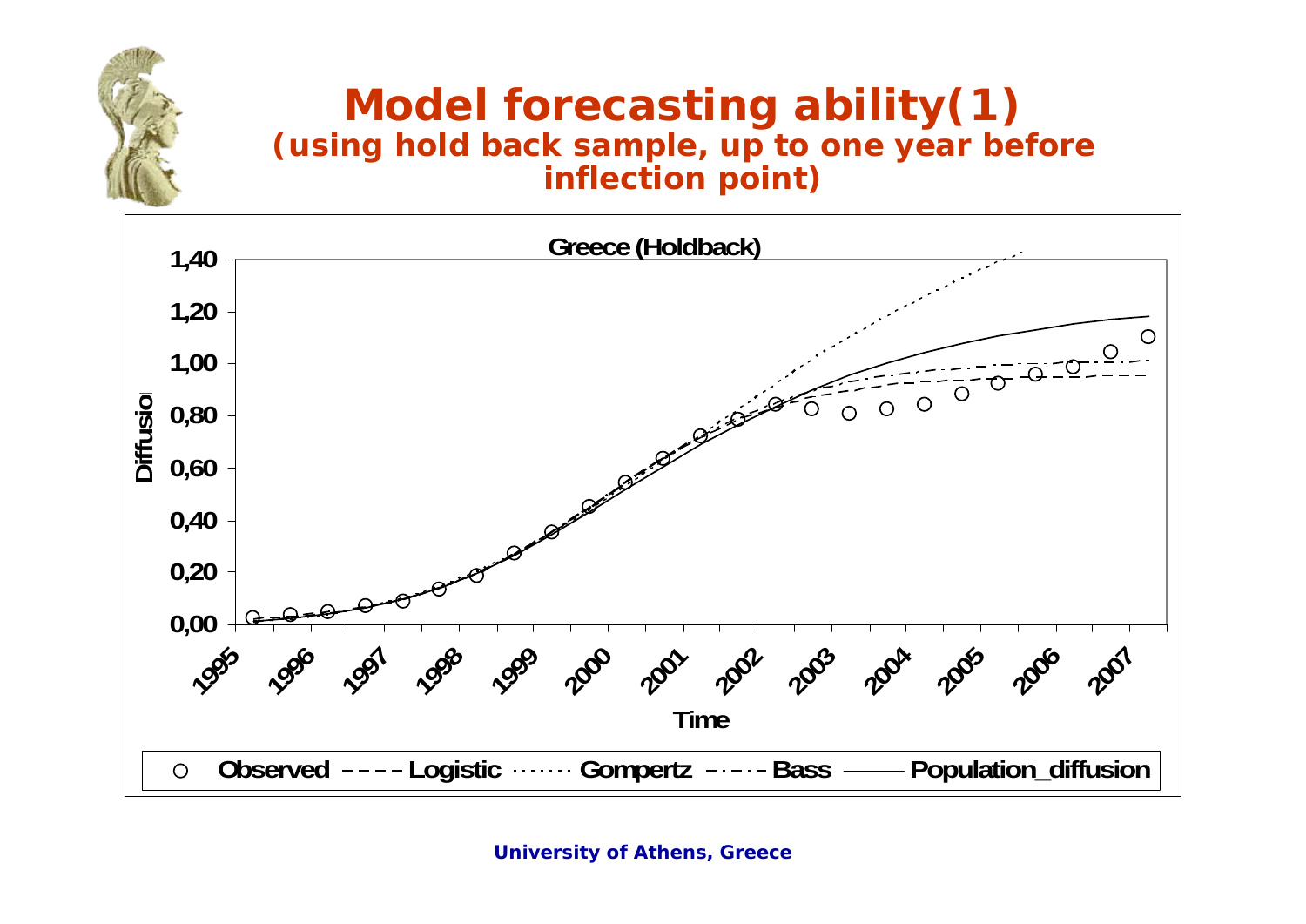# Model forecasting ability(1)

## (using hold back sample, up to one year before inflection point)

**Greece (Holdback)**

Diffusio

Time

○ Observed – – – Logistic ······ Gompertz – · – Bass —— Population_diffusion

University of Athens, Greece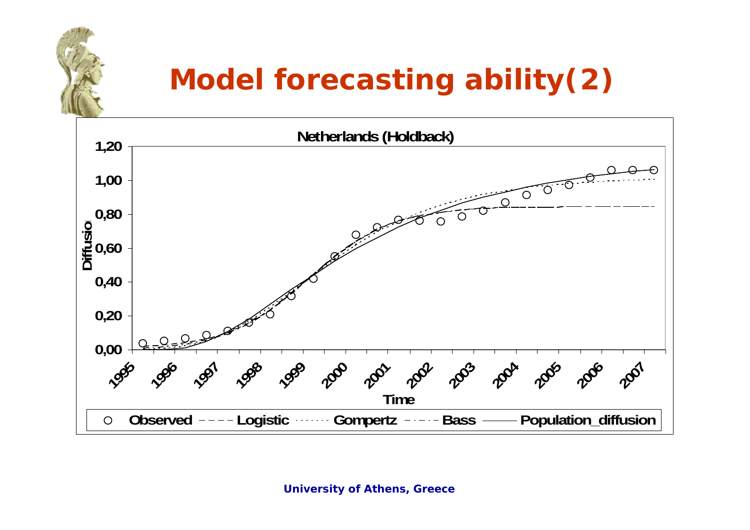# Model forecasting ability(2)

**Netherlands (Holdback)**

Diffusio

1,20
1,00
0,80
0,60
0,40
0,20
0,00

1995 1996 1997 1998 1999 2000 2001 2002 2003 2004 2005 2006 2007

Time

○ Observed - - - - Logistic ········ Gompertz - · - · Bass ——— Population_diffusion

University of Athens, Greece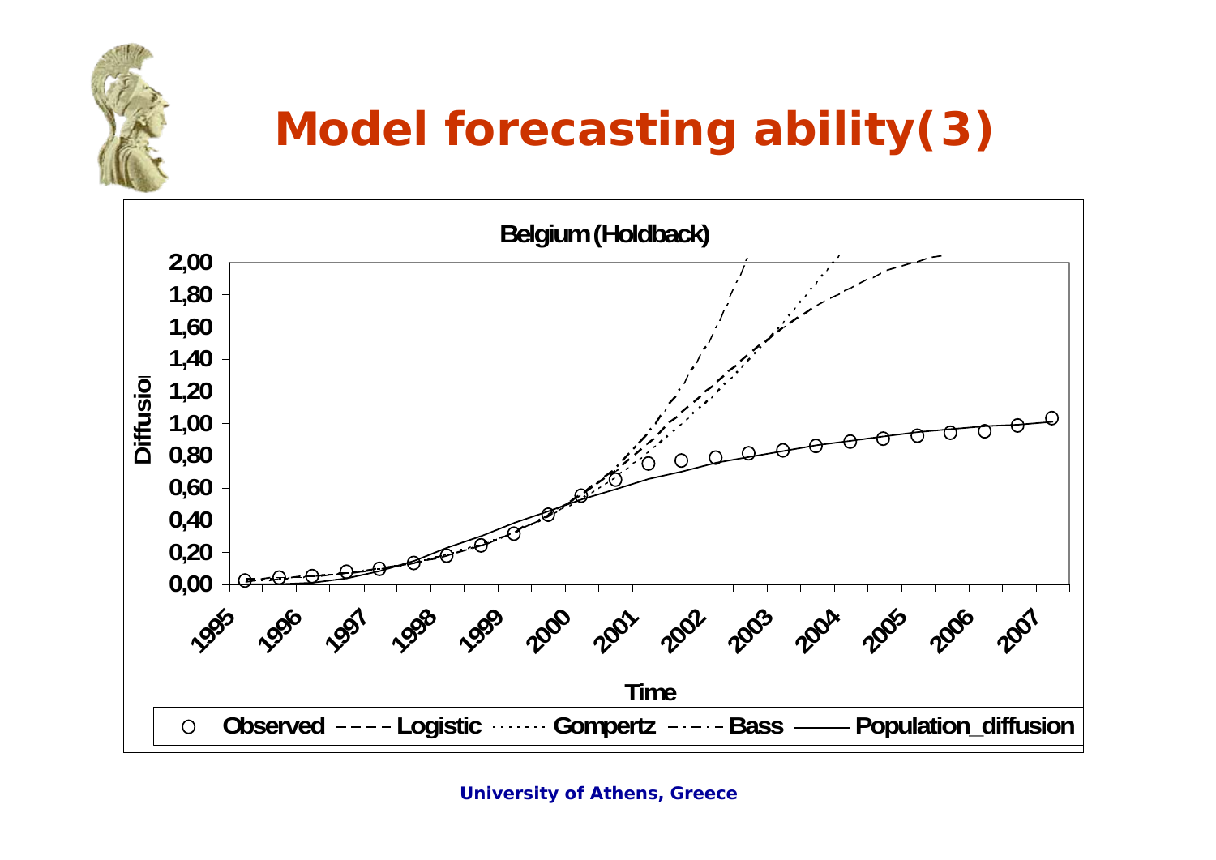# Model forecasting ability(3)

**Belgium (Holdback)**

Diffusion

2,00
1,80
1,60
1,40
1,20
1,00
0,80
0,60
0,40
0,20
0,00

1995 1996 1997 1998 1999 2000 2001 2002 2003 2004 2005 2006 2007

Time

○ Observed ---- Logistic ······ Gompertz -·-·- Bass —— Population_diffusion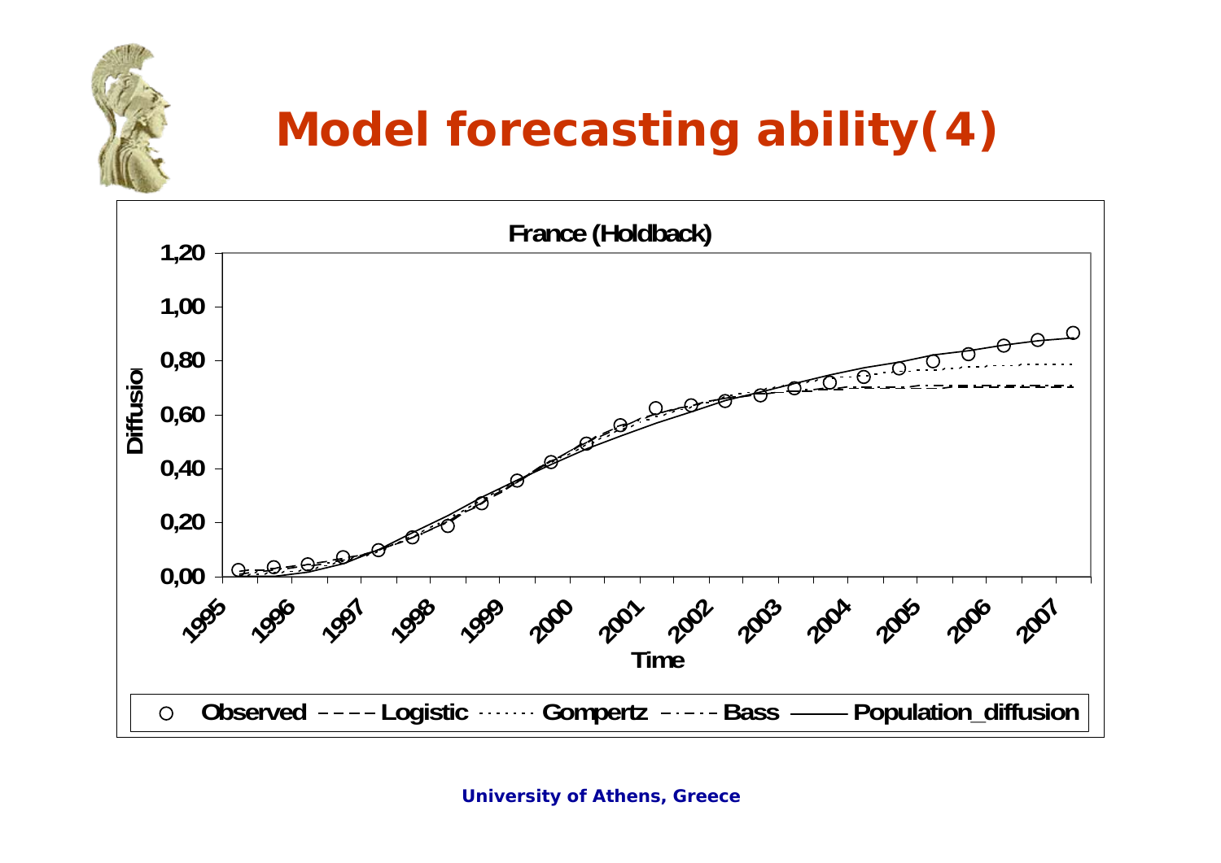# Model forecasting ability(4)

France (Holdback)

Diffusion

1,20
1,00
0,80
0,60
0,40
0,20
0,00

1995 1996 1997 1998 1999 2000 2001 2002 2003 2004 2005 2006 2007

Time

○ Observed ---- Logistic ······ Gompertz -·-·- Bass —— Population_diffusion

University of Athens, Greece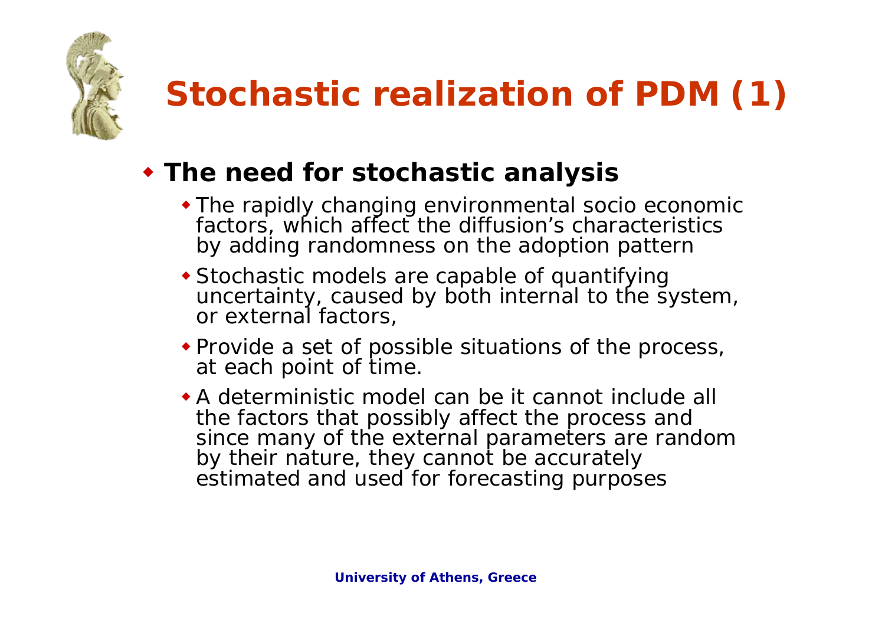# Stochastic realization of PDM (1)

- **The need for stochastic analysis**
  - The rapidly changing environmental socio economic factors, which affect the diffusion's characteristics by adding randomness on the adoption pattern
  - Stochastic models are capable of quantifying uncertainty, caused by both internal to the system, or external factors,
  - Provide a set of possible situations of the process, at each point of time.
  - A deterministic model can be it cannot include all the factors that possibly affect the process and since many of the external parameters are random by their nature, they cannot be accurately estimated and used for forecasting purposes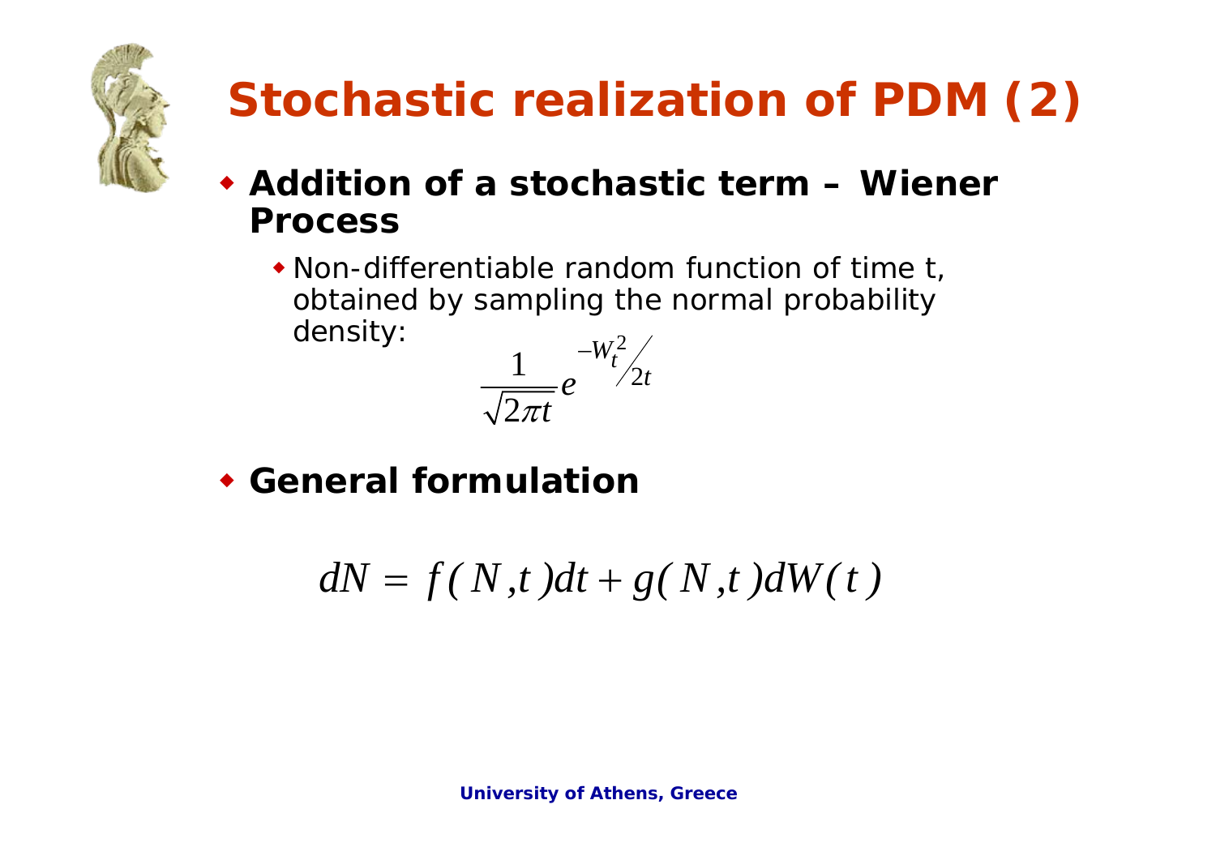# Stochastic realization of PDM (2)

- **Addition of a stochastic term – Wiener Process**
  - Non-differentiable random function of time t, obtained by sampling the normal probability density:

$$\frac{1}{\sqrt{2\pi t}} e^{-W_t^2/2t}$$

- **General formulation**

$$dN = f(N,t)dt + g(N,t)dW(t)$$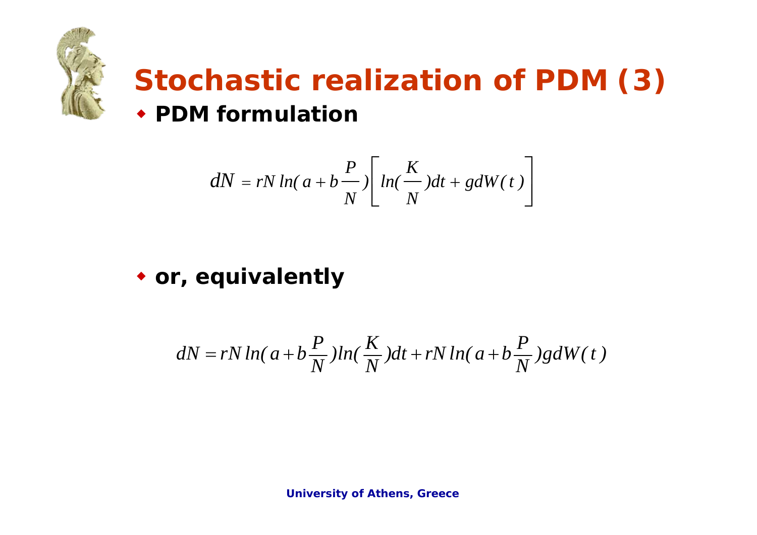# Stochastic realization of PDM (3)

- **PDM formulation**

$$dN = rN\, ln( a + b\frac{P}{N}) \left[ ln(\frac{K}{N})dt + gdW(t) \right]$$

- **or, equivalently**

$$dN = rN\, ln( a + b\frac{P}{N}) ln(\frac{K}{N})dt + rN\, ln( a + b\frac{P}{N}) gdW(t)$$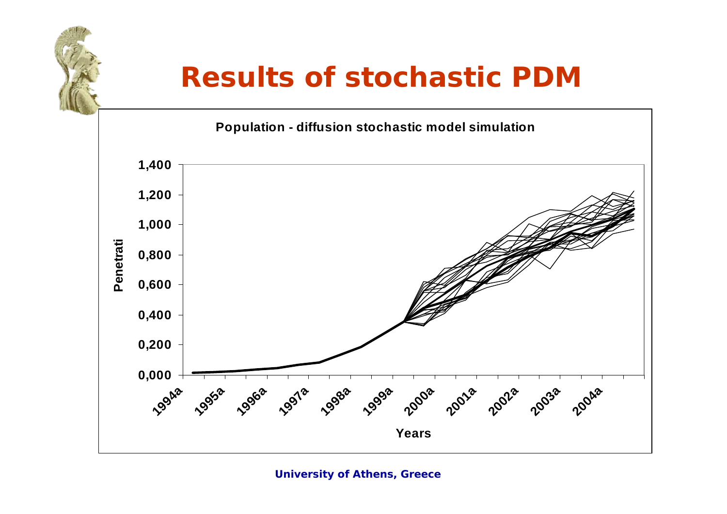# Results of stochastic PDM

**Population - diffusion stochastic model simulation**

Penetrati

1,400
1,200
1,000
0,800
0,600
0,400
0,200
0,000

1994a 1995a 1996a 1997a 1998a 1999a 2000a 2001a 2002a 2003a 2004a

Years

University of Athens, Greece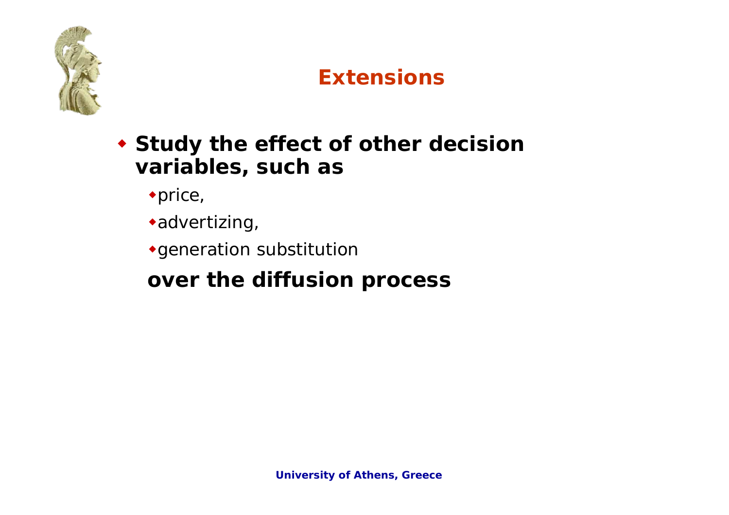# Extensions

- **Study the effect of other decision variables, such as**
  - price,
  - advertizing,
  - generation substitution

  **over the diffusion process**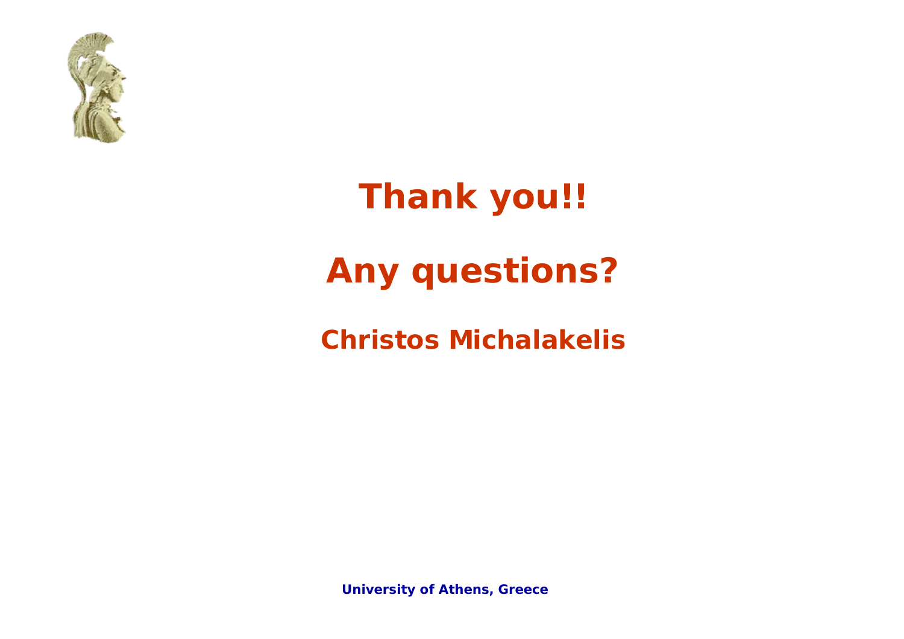# Thank you!!

# Any questions?

## Christos Michalakelis

**University of Athens, Greece**